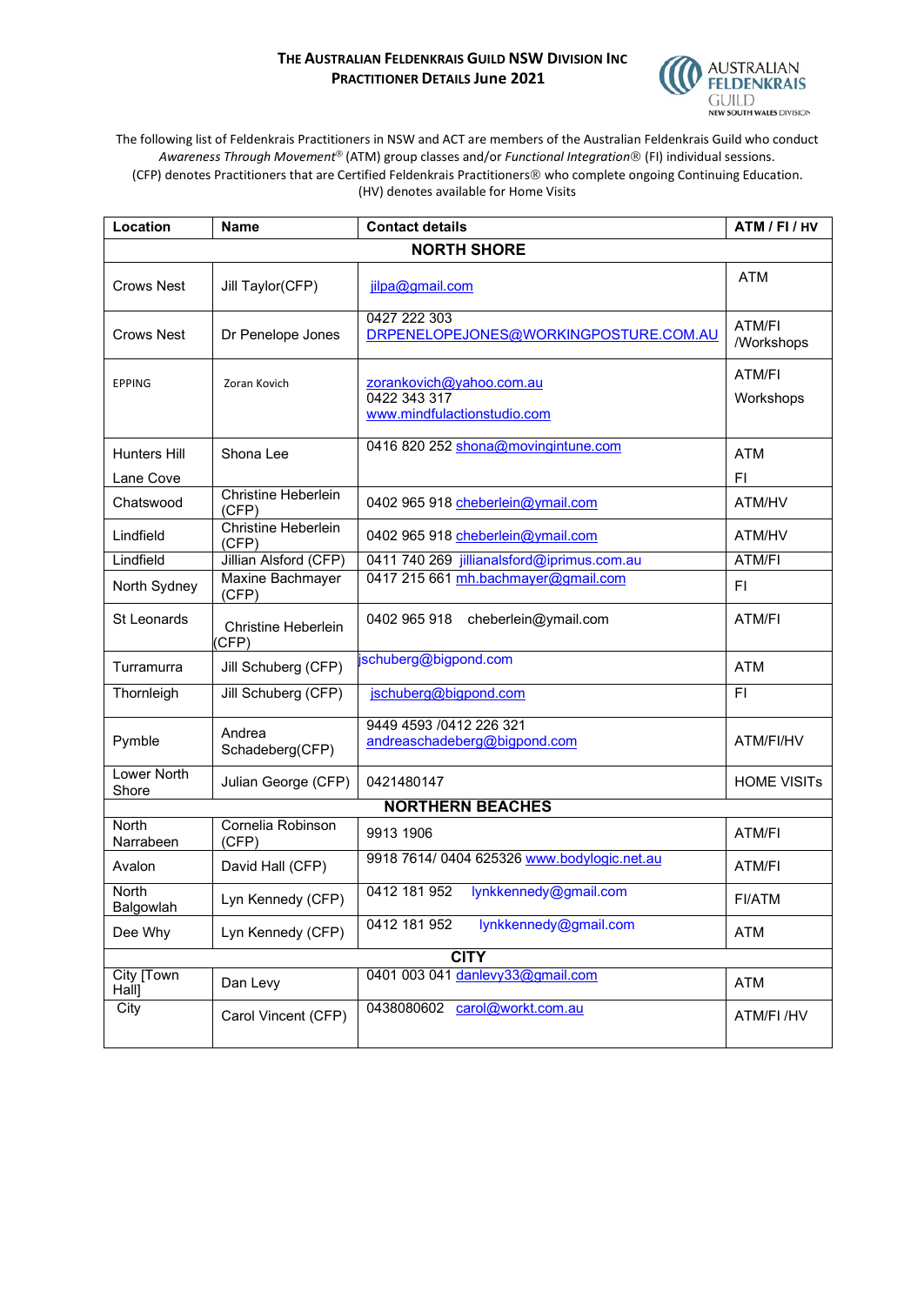# THE AUSTRALIAN FELDENKRAIS GUILD NSW DIVISION INC
## PRACTITIONER DETAILS June 2021

AUSTRALIAN FELDENKRAIS GUILD NEW SOUTH WALES DIVISION

The following list of Feldenkrais Practitioners in NSW and ACT are members of the Australian Feldenkrais Guild who conduct *Awareness Through Movement®* (ATM) group classes and/or *Functional Integration®* (FI) individual sessions.
(CFP) denotes Practitioners that are Certified Feldenkrais Practitioners® who complete ongoing Continuing Education.
(HV) denotes available for Home Visits

| Location | Name | Contact details | ATM / FI / HV |
|---|---|---|---|
| **NORTH SHORE** | | | |
| Crows Nest | Jill Taylor(CFP) | jilpa@gmail.com | ATM |
| Crows Nest | Dr Penelope Jones | 0427 222 303 DRPENELOPEJONES@WORKINGPOSTURE.COM.AU | ATM/FI /Workshops |
| EPPING | Zoran Kovich | zorankovich@yahoo.com.au 0422 343 317 www.mindfulactionstudio.com | ATM/FI Workshops |
| Hunters Hill Lane Cove | Shona Lee | 0416 820 252 shona@movingintune.com | ATM FI |
| Chatswood | Christine Heberlein (CFP) | 0402 965 918 cheberlein@ymail.com | ATM/HV |
| Lindfield | Christine Heberlein (CFP) | 0402 965 918 cheberlein@ymail.com | ATM/HV |
| Lindfield | Jillian Alsford (CFP) | 0411 740 269 jillianalsford@iprimus.com.au | ATM/FI |
| North Sydney | Maxine Bachmayer (CFP) | 0417 215 661 mh.bachmayer@gmail.com | FI |
| St Leonards | Christine Heberlein (CFP) | 0402 965 918 cheberlein@ymail.com | ATM/FI |
| Turramurra | Jill Schuberg (CFP) | jschuberg@bigpond.com | ATM |
| Thornleigh | Jill Schuberg (CFP) | jschuberg@bigpond.com | FI |
| Pymble | Andrea Schadeberg(CFP) | 9449 4593 /0412 226 321 andreaschadeberg@bigpond.com | ATM/FI/HV |
| Lower North Shore | Julian George (CFP) | 0421480147 | HOME VISITs |
| **NORTHERN BEACHES** | | | |
| North Narrabeen | Cornelia Robinson (CFP) | 9913 1906 | ATM/FI |
| Avalon | David Hall (CFP) | 9918 7614/ 0404 625326 www.bodylogic.net.au | ATM/FI |
| North Balgowlah | Lyn Kennedy (CFP) | 0412 181 952 lynkkennedy@gmail.com | FI/ATM |
| Dee Why | Lyn Kennedy (CFP) | 0412 181 952 lynkkennedy@gmail.com | ATM |
| **CITY** | | | |
| City [Town Hall] | Dan Levy | 0401 003 041 danlevy33@gmail.com | ATM |
| City | Carol Vincent (CFP) | 0438080602 carol@workt.com.au | ATM/FI /HV |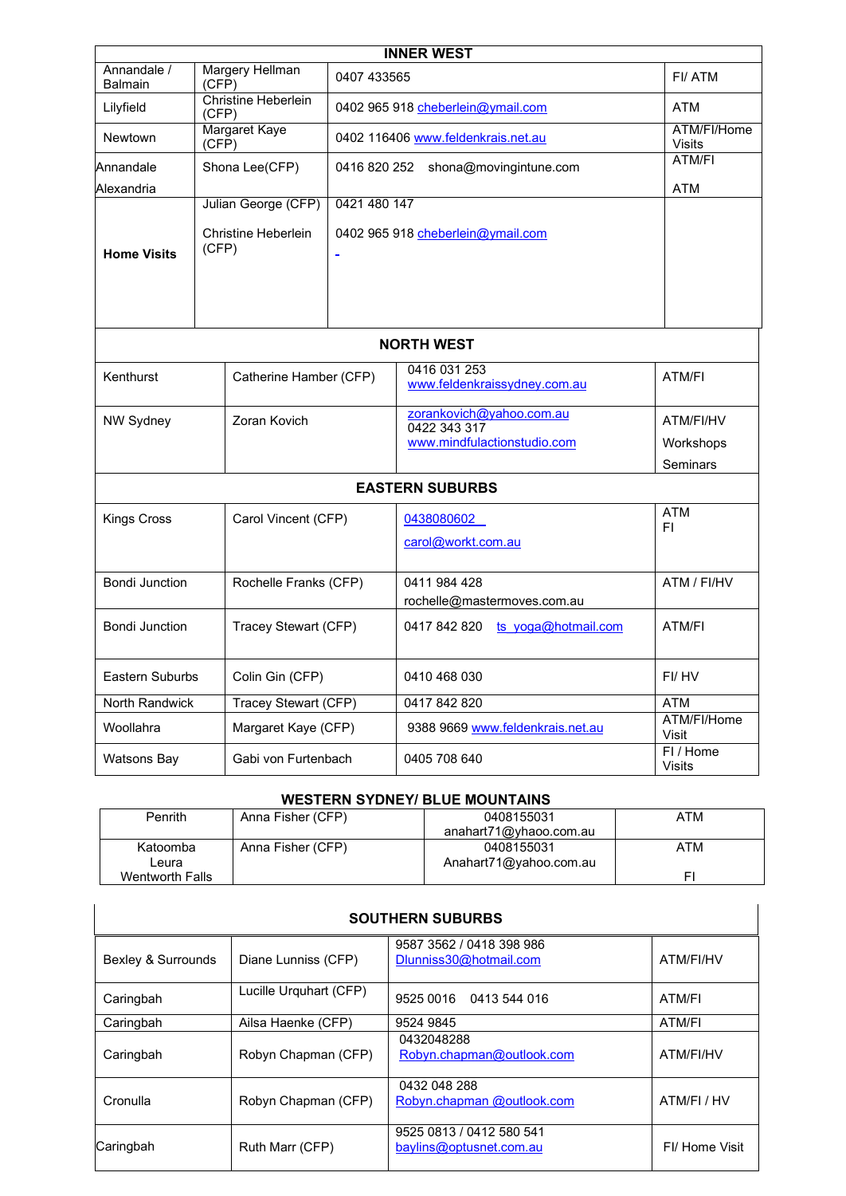## INNER WEST

| Location | Practitioner | Contact | Services |
|---|---|---|---|
| Annandale / Balmain | Margery Hellman (CFP) | 0407 433565 | FI/ ATM |
| Lilyfield | Christine Heberlein (CFP) | 0402 965 918 cheberlein@ymail.com | ATM |
| Newtown | Margaret Kaye (CFP) | 0402 116406 www.feldenkrais.net.au | ATM/FI/Home Visits |
| Annandale<br>Alexandria | Shona Lee(CFP) | 0416 820 252 shona@movingintune.com | ATM/FI<br>ATM |
| **Home Visits** | Julian George (CFP)<br>Christine Heberlein (CFP) | 0421 480 147<br>0402 965 918 cheberlein@ymail.com | |

## NORTH WEST

| Location | Practitioner | Contact | Services |
|---|---|---|---|
| Kenthurst | Catherine Hamber (CFP) | 0416 031 253 www.feldenkraissydney.com.au | ATM/FI |
| NW Sydney | Zoran Kovich | zorankovich@yahoo.com.au 0422 343 317 www.mindfulactionstudio.com | ATM/FI/HV<br>Workshops<br>Seminars |

## EASTERN SUBURBS

| Location | Practitioner | Contact | Services |
|---|---|---|---|
| Kings Cross | Carol Vincent (CFP) | 0438080602<br>carol@workt.com.au | ATM<br>FI |
| Bondi Junction | Rochelle Franks (CFP) | 0411 984 428<br>rochelle@mastermoves.com.au | ATM / FI/HV |
| Bondi Junction | Tracey Stewart (CFP) | 0417 842 820 ts_yoga@hotmail.com | ATM/FI |
| Eastern Suburbs | Colin Gin (CFP) | 0410 468 030 | FI/ HV |
| North Randwick | Tracey Stewart (CFP) | 0417 842 820 | ATM |
| Woollahra | Margaret Kaye (CFP) | 9388 9669 www.feldenkrais.net.au | ATM/FI/Home Visit |
| Watsons Bay | Gabi von Furtenbach | 0405 708 640 | FI / Home Visits |

## WESTERN SYDNEY/ BLUE MOUNTAINS

| Location | Practitioner | Contact | Services |
|---|---|---|---|
| Penrith | Anna Fisher (CFP) | 0408155031<br>anahart71@yhaoo.com.au | ATM |
| Katoomba<br>Leura<br>Wentworth Falls | Anna Fisher (CFP) | 0408155031<br>Anahart71@yahoo.com.au | ATM<br>FI |

## SOUTHERN SUBURBS

| Location | Practitioner | Contact | Services |
|---|---|---|---|
| Bexley & Surrounds | Diane Lunniss (CFP) | 9587 3562 / 0418 398 986<br>Dlunniss30@hotmail.com | ATM/FI/HV |
| Caringbah | Lucille Urquhart (CFP) | 9525 0016 0413 544 016 | ATM/FI |
| Caringbah | Ailsa Haenke (CFP) | 9524 9845 | ATM/FI |
| Caringbah | Robyn Chapman (CFP) | 0432048288<br>Robyn.chapman@outlook.com | ATM/FI/HV |
| Cronulla | Robyn Chapman (CFP) | 0432 048 288<br>Robyn.chapman @outlook.com | ATM/FI / HV |
| Caringbah | Ruth Marr (CFP) | 9525 0813 / 0412 580 541<br>baylins@optusnet.com.au | FI/ Home Visit |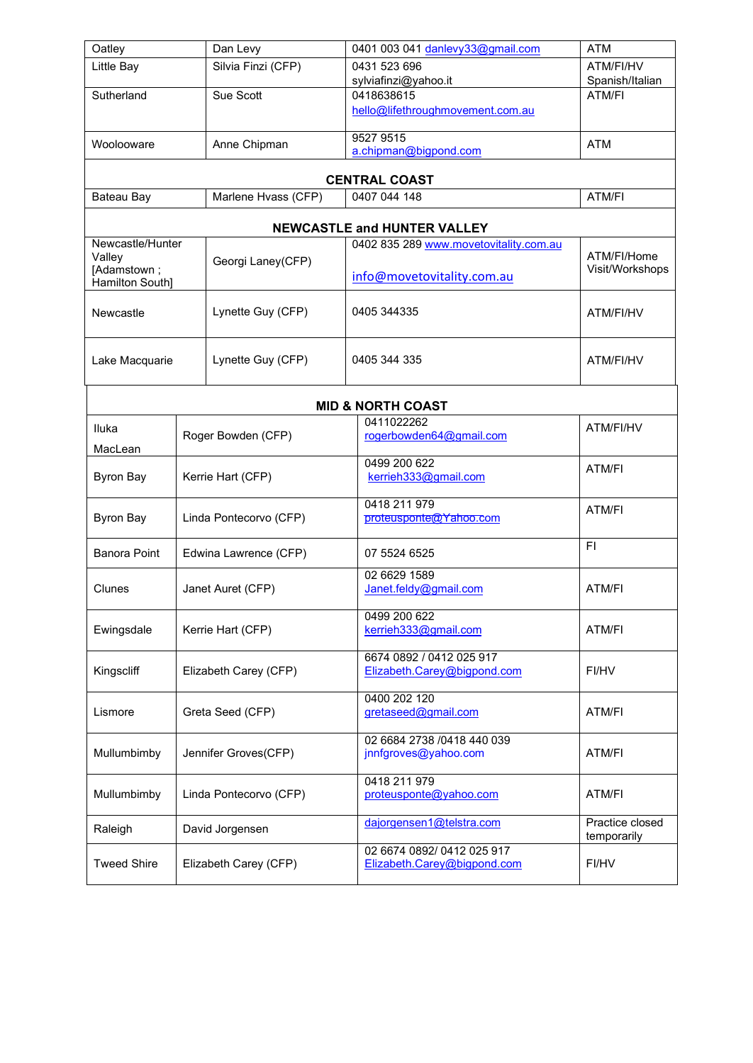| | | | |
|---|---|---|---|
| Oatley | Dan Levy | 0401 003 041 danlevy33@gmail.com | ATM |
| Little Bay | Silvia Finzi (CFP) | 0431 523 696 sylviafinzi@yahoo.it | ATM/FI/HV Spanish/Italian |
| Sutherland | Sue Scott | 0418638615 hello@lifethroughmovement.com.au | ATM/FI |
| Woolooware | Anne Chipman | 9527 9515 a.chipman@bigpond.com | ATM |
| **CENTRAL COAST** | | | |
| Bateau Bay | Marlene Hvass (CFP) | 0407 044 148 | ATM/FI |
| **NEWCASTLE and HUNTER VALLEY** | | | |
| Newcastle/Hunter Valley [Adamstown ; Hamilton South] | Georgi Laney(CFP) | 0402 835 289 www.movetovitality.com.au info@movetovitality.com.au | ATM/FI/Home Visit/Workshops |
| Newcastle | Lynette Guy (CFP) | 0405 344335 | ATM/FI/HV |
| Lake Macquarie | Lynette Guy (CFP) | 0405 344 335 | ATM/FI/HV |
| **MID & NORTH COAST** | | | |
| Iluka MacLean | Roger Bowden (CFP) | 0411022262 rogerbowden64@gmail.com | ATM/FI/HV |
| Byron Bay | Kerrie Hart (CFP) | 0499 200 622 kerrieh333@gmail.com | ATM/FI |
| Byron Bay | Linda Pontecorvo (CFP) | 0418 211 979 proteusponte@Yahoo.com | ATM/FI |
| Banora Point | Edwina Lawrence (CFP) | 07 5524 6525 | FI |
| Clunes | Janet Auret (CFP) | 02 6629 1589 Janet.feldy@gmail.com | ATM/FI |
| Ewingsdale | Kerrie Hart (CFP) | 0499 200 622 kerrieh333@gmail.com | ATM/FI |
| Kingscliff | Elizabeth Carey (CFP) | 6674 0892 / 0412 025 917 Elizabeth.Carey@bigpond.com | FI/HV |
| Lismore | Greta Seed (CFP) | 0400 202 120 gretaseed@gmail.com | ATM/FI |
| Mullumbimby | Jennifer Groves(CFP) | 02 6684 2738 /0418 440 039 jnnfgroves@yahoo.com | ATM/FI |
| Mullumbimby | Linda Pontecorvo (CFP) | 0418 211 979 proteusponte@yahoo.com | ATM/FI |
| Raleigh | David Jorgensen | dajorgensen1@telstra.com | Practice closed temporarily |
| Tweed Shire | Elizabeth Carey (CFP) | 02 6674 0892/ 0412 025 917 Elizabeth.Carey@bigpond.com | FI/HV |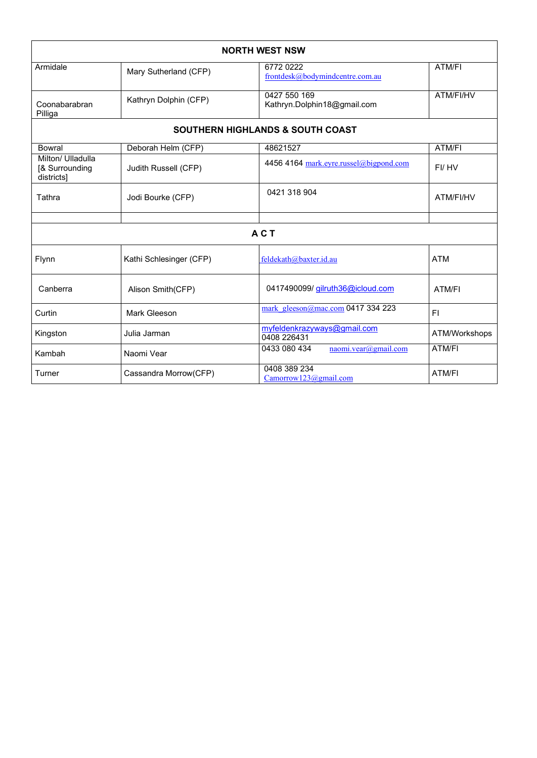| | | | |
|---|---|---|---|
| **NORTH WEST NSW** | | | |
| Armidale | Mary Sutherland (CFP) | 6772 0222 frontdesk@bodymindcentre.com.au | ATM/FI |
| Coonabarabran Pilliga | Kathryn Dolphin (CFP) | 0427 550 169 Kathryn.Dolphin18@gmail.com | ATM/FI/HV |
| **SOUTHERN HIGHLANDS & SOUTH COAST** | | | |
| Bowral | Deborah Helm (CFP) | 48621527 | ATM/FI |
| Milton/ Ulladulla [& Surrounding districts] | Judith Russell (CFP) | 4456 4164 mark.eyre.russel@bigpond.com | FI/ HV |
| Tathra | Jodi Bourke (CFP) | 0421 318 904 | ATM/FI/HV |
| | | | |
| **A C T** | | | |
| Flynn | Kathi Schlesinger (CFP) | feldekath@baxter.id.au | ATM |
| Canberra | Alison Smith(CFP) | 0417490099/ gilruth36@icloud.com | ATM/FI |
| Curtin | Mark Gleeson | mark_gleeson@mac.com 0417 334 223 | FI |
| Kingston | Julia Jarman | myfeldenkrazyways@gmail.com 0408 226431 | ATM/Workshops |
| Kambah | Naomi Vear | 0433 080 434 naomi.vear@gmail.com | ATM/FI |
| Turner | Cassandra Morrow(CFP) | 0408 389 234 Camorrow123@gmail.com | ATM/FI |